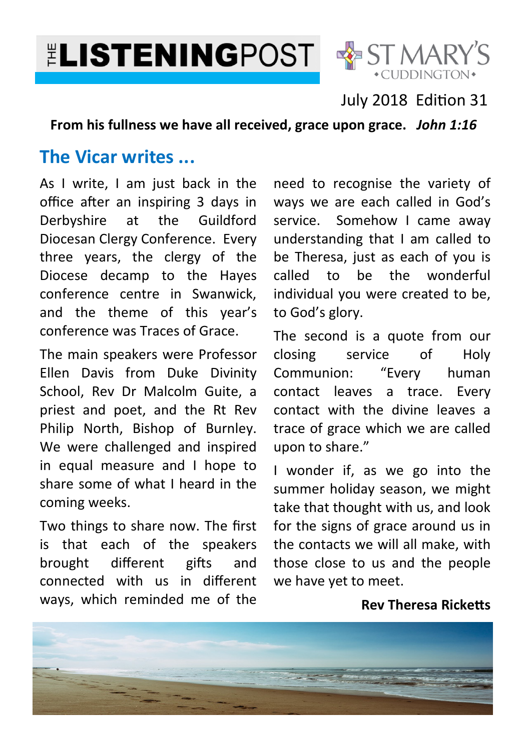# THE LISTENINGPOST

ST MARY'S CUDDINGTON

July 2018 Edition 31

**From his fullness we have all received, grace upon grace.** ***John 1:16***

## The Vicar writes ...

As I write, I am just back in the office after an inspiring 3 days in Derbyshire at the Guildford Diocesan Clergy Conference. Every three years, the clergy of the Diocese decamp to the Hayes conference centre in Swanwick, and the theme of this year's conference was Traces of Grace.

The main speakers were Professor Ellen Davis from Duke Divinity School, Rev Dr Malcolm Guite, a priest and poet, and the Rt Rev Philip North, Bishop of Burnley. We were challenged and inspired in equal measure and I hope to share some of what I heard in the coming weeks.

Two things to share now. The first is that each of the speakers brought different gifts and connected with us in different ways, which reminded me of the need to recognise the variety of ways we are each called in God's service. Somehow I came away understanding that I am called to be Theresa, just as each of you is called to be the wonderful individual you were created to be, to God's glory.

The second is a quote from our closing service of Holy Communion: "Every human contact leaves a trace. Every contact with the divine leaves a trace of grace which we are called upon to share."

I wonder if, as we go into the summer holiday season, we might take that thought with us, and look for the signs of grace around us in the contacts we will all make, with those close to us and the people we have yet to meet.

**Rev Theresa Ricketts**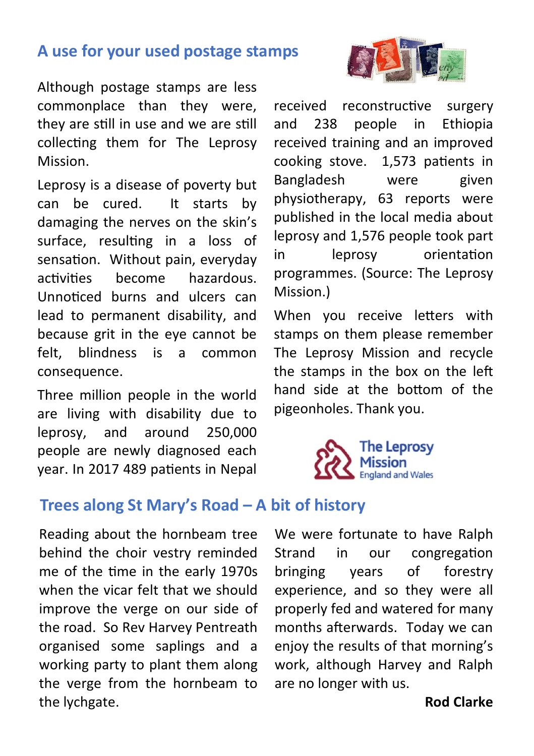## A use for your used postage stamps

Although postage stamps are less commonplace than they were, they are still in use and we are still collecting them for The Leprosy Mission.

Leprosy is a disease of poverty but can be cured. It starts by damaging the nerves on the skin's surface, resulting in a loss of sensation. Without pain, everyday activities become hazardous. Unnoticed burns and ulcers can lead to permanent disability, and because grit in the eye cannot be felt, blindness is a common consequence.

Three million people in the world are living with disability due to leprosy, and around 250,000 people are newly diagnosed each year. In 2017 489 patients in Nepal received reconstructive surgery and 238 people in Ethiopia received training and an improved cooking stove. 1,573 patients in Bangladesh were given physiotherapy, 63 reports were published in the local media about leprosy and 1,576 people took part in leprosy orientation programmes. (Source: The Leprosy Mission.)

When you receive letters with stamps on them please remember The Leprosy Mission and recycle the stamps in the box on the left hand side at the bottom of the pigeonholes. Thank you.

The Leprosy Mission
England and Wales

## Trees along St Mary's Road – A bit of history

Reading about the hornbeam tree behind the choir vestry reminded me of the time in the early 1970s when the vicar felt that we should improve the verge on our side of the road. So Rev Harvey Pentreath organised some saplings and a working party to plant them along the verge from the hornbeam to the lychgate.

We were fortunate to have Ralph Strand in our congregation bringing years of forestry experience, and so they were all properly fed and watered for many months afterwards. Today we can enjoy the results of that morning's work, although Harvey and Ralph are no longer with us.

**Rod Clarke**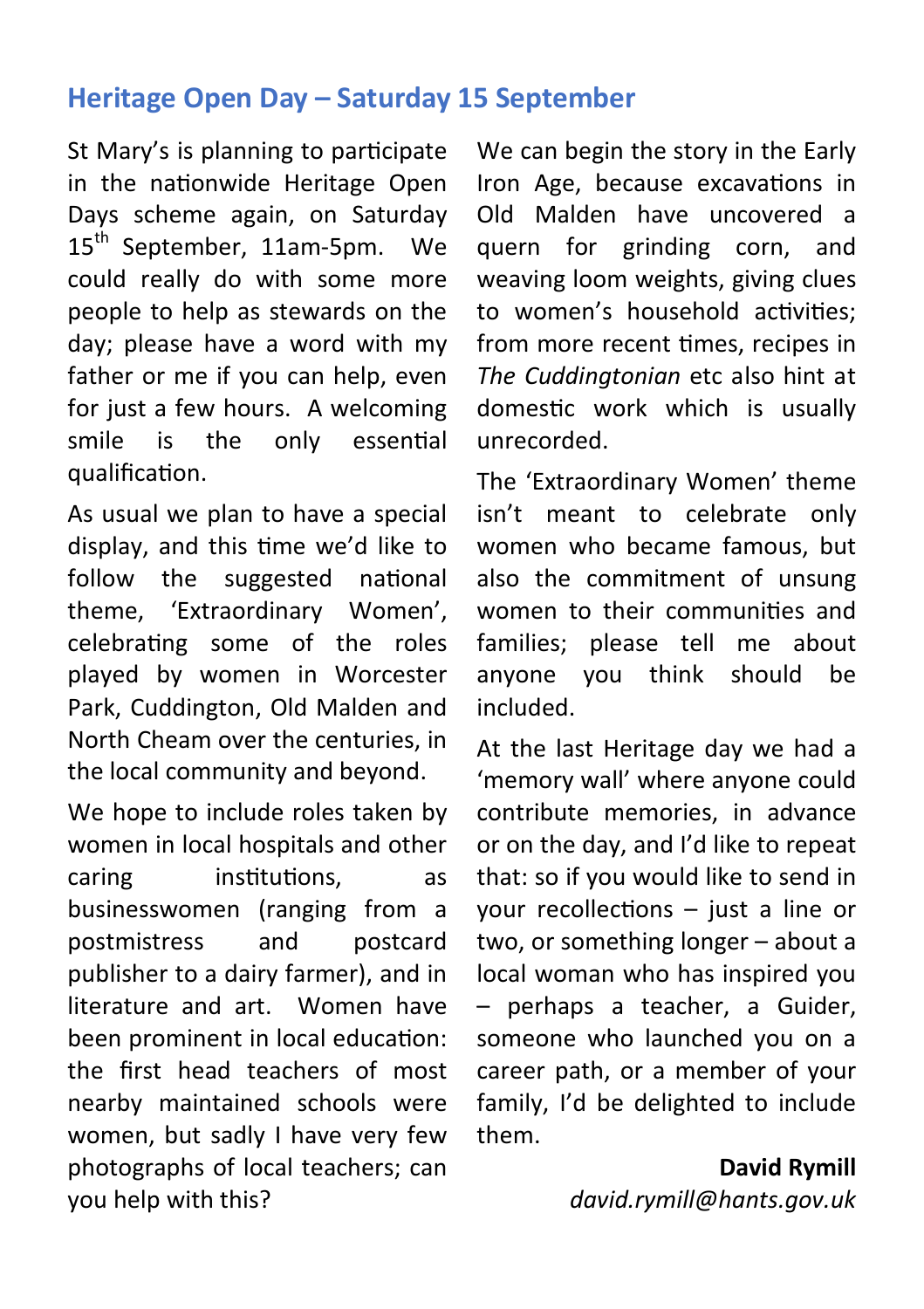## Heritage Open Day – Saturday 15 September

St Mary's is planning to participate in the nationwide Heritage Open Days scheme again, on Saturday 15th September, 11am-5pm. We could really do with some more people to help as stewards on the day; please have a word with my father or me if you can help, even for just a few hours. A welcoming smile is the only essential qualification.

As usual we plan to have a special display, and this time we'd like to follow the suggested national theme, 'Extraordinary Women', celebrating some of the roles played by women in Worcester Park, Cuddington, Old Malden and North Cheam over the centuries, in the local community and beyond.

We hope to include roles taken by women in local hospitals and other caring institutions, as businesswomen (ranging from a postmistress and postcard publisher to a dairy farmer), and in literature and art. Women have been prominent in local education: the first head teachers of most nearby maintained schools were women, but sadly I have very few photographs of local teachers; can you help with this?

We can begin the story in the Early Iron Age, because excavations in Old Malden have uncovered a quern for grinding corn, and weaving loom weights, giving clues to women's household activities; from more recent times, recipes in *The Cuddingtonian* etc also hint at domestic work which is usually unrecorded.

The 'Extraordinary Women' theme isn't meant to celebrate only women who became famous, but also the commitment of unsung women to their communities and families; please tell me about anyone you think should be included.

At the last Heritage day we had a 'memory wall' where anyone could contribute memories, in advance or on the day, and I'd like to repeat that: so if you would like to send in your recollections – just a line or two, or something longer – about a local woman who has inspired you – perhaps a teacher, a Guider, someone who launched you on a career path, or a member of your family, I'd be delighted to include them.

**David Rymill**
*david.rymill@hants.gov.uk*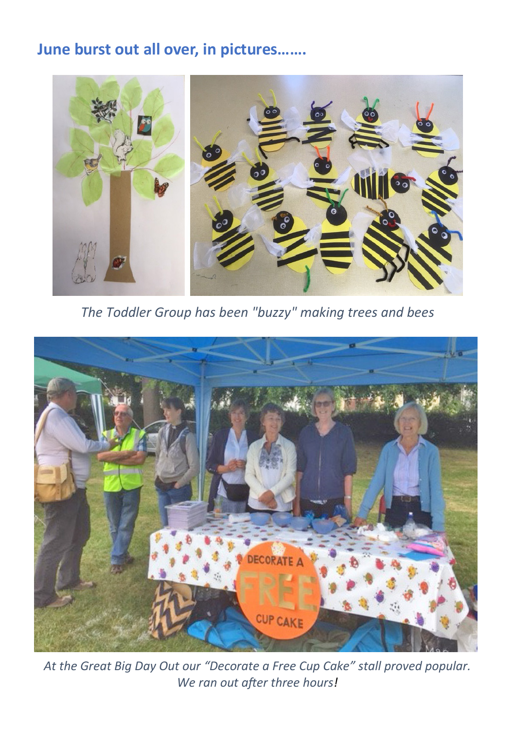## June burst out all over, in pictures…….

*The Toddler Group has been "buzzy" making trees and bees*

*At the Great Big Day Out our "Decorate a Free Cup Cake" stall proved popular. We ran out after three hours!*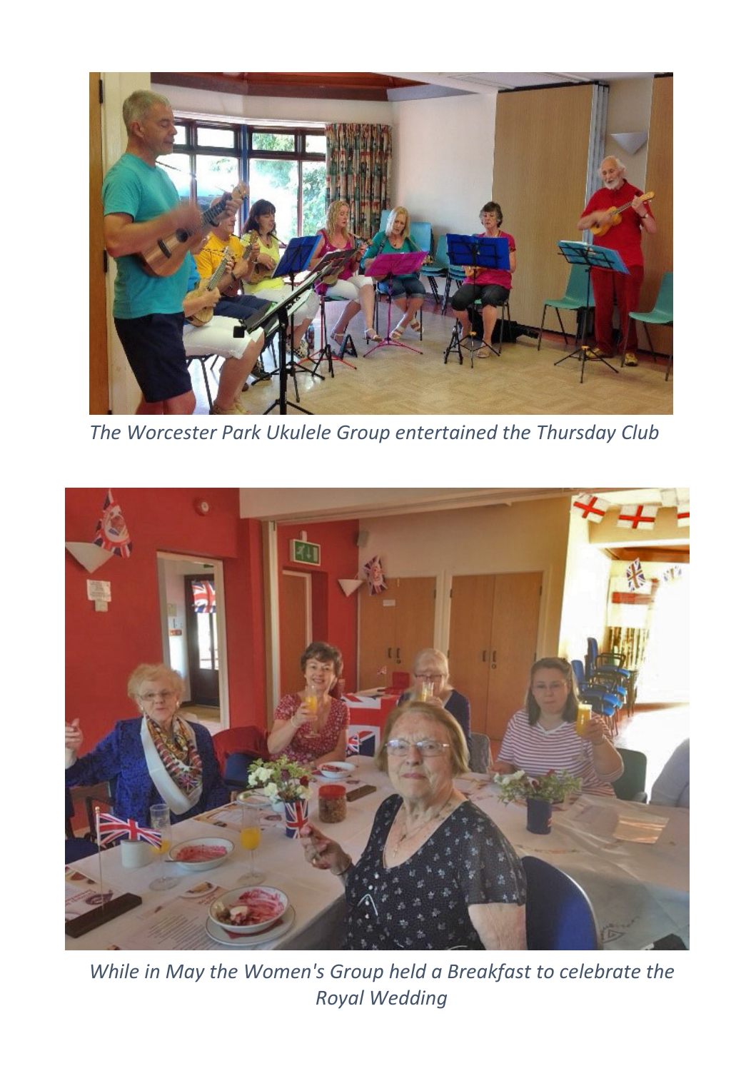*The Worcester Park Ukulele Group entertained the Thursday Club*

*While in May the Women's Group held a Breakfast to celebrate the Royal Wedding*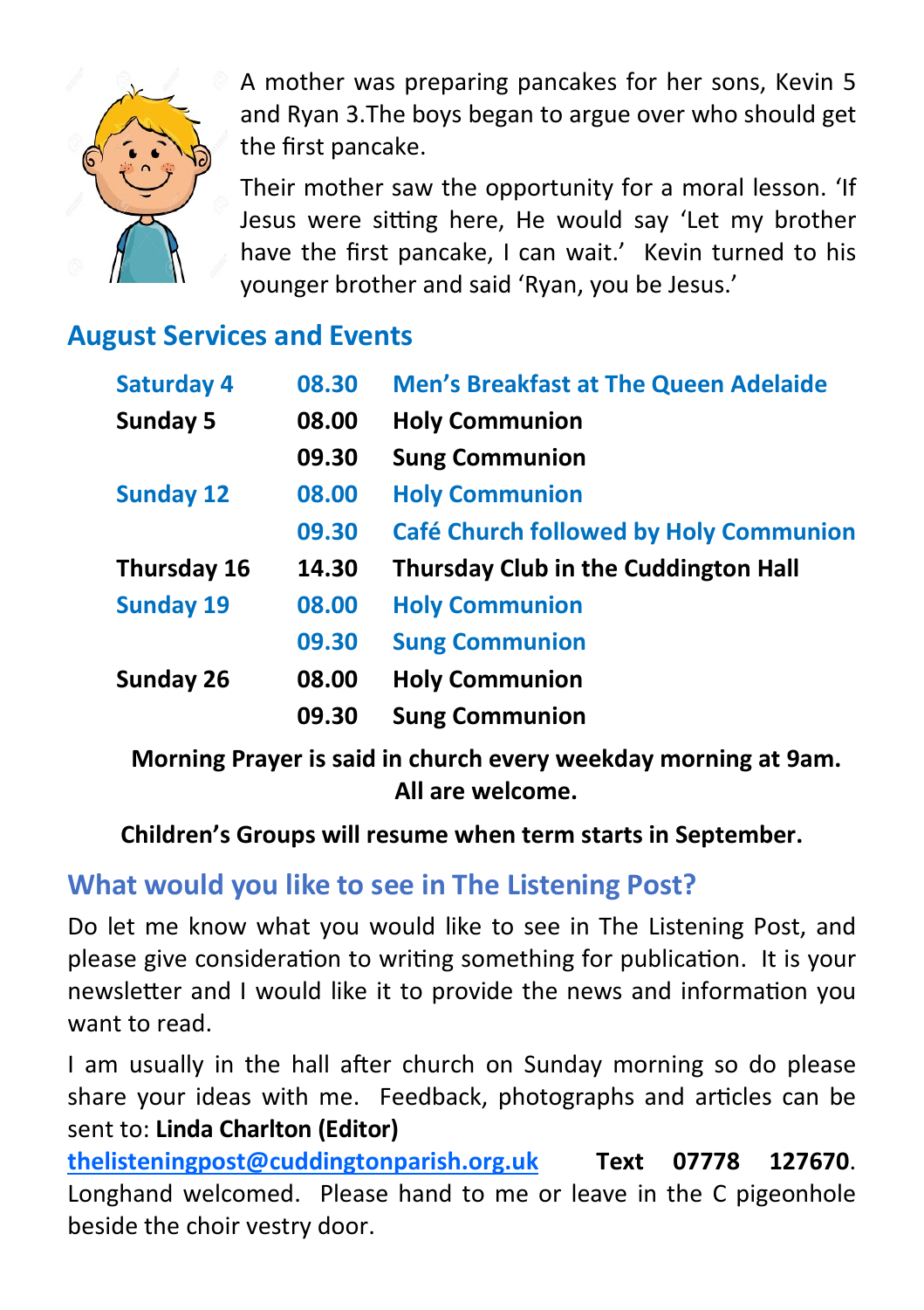A mother was preparing pancakes for her sons, Kevin 5 and Ryan 3.The boys began to argue over who should get the first pancake.

Their mother saw the opportunity for a moral lesson. 'If Jesus were sitting here, He would say 'Let my brother have the first pancake, I can wait.' Kevin turned to his younger brother and said 'Ryan, you be Jesus.'

## August Services and Events

| | | |
|---|---|---|
| **Saturday 4** | **08.30** | **Men's Breakfast at The Queen Adelaide** |
| **Sunday 5** | **08.00** | **Holy Communion** |
| | **09.30** | **Sung Communion** |
| **Sunday 12** | **08.00** | **Holy Communion** |
| | **09.30** | **Café Church followed by Holy Communion** |
| **Thursday 16** | **14.30** | **Thursday Club in the Cuddington Hall** |
| **Sunday 19** | **08.00** | **Holy Communion** |
| | **09.30** | **Sung Communion** |
| **Sunday 26** | **08.00** | **Holy Communion** |
| | **09.30** | **Sung Communion** |

**Morning Prayer is said in church every weekday morning at 9am. All are welcome.**

**Children's Groups will resume when term starts in September.**

## What would you like to see in The Listening Post?

Do let me know what you would like to see in The Listening Post, and please give consideration to writing something for publication. It is your newsletter and I would like it to provide the news and information you want to read.

I am usually in the hall after church on Sunday morning so do please share your ideas with me. Feedback, photographs and articles can be sent to: **Linda Charlton (Editor)**
thelisteningpost@cuddingtonparish.org.uk **Text 07778 127670**. Longhand welcomed. Please hand to me or leave in the C pigeonhole beside the choir vestry door.